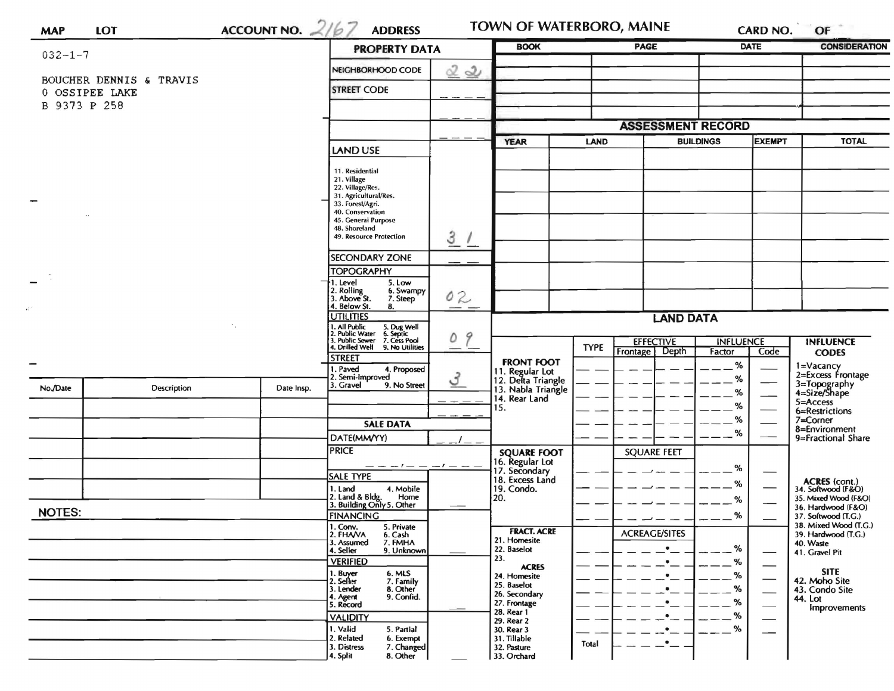**MAP** **LOT** **ACCOUNT NO.** 2167 **ADDRESS** **TOWN OF WATERBORO, MAINE** **CARD NO.** **OF**

032-1-7

BOUCHER DENNIS & TRAVIS
0 OSSIPEE LAKE
B 9373 P 258

## PROPERTY DATA

| | |
|---|---|
| NEIGHBORHOOD CODE | 22 |
| STREET CODE | |
| LAND USE (11. Residential, 21. Village, 22. Village/Res., 31. Agricultural/Res., 33. Forest/Agri., 40. Conservation, 45. General Purpose, 48. Shoreland, 49. Resource Protection) | 31 |
| SECONDARY ZONE | |
| TOPOGRAPHY (1. Level, 2. Rolling, 3. Above St., 4. Below St., 5. Low, 6. Swampy, 7. Steep, 8.) | 02 |
| UTILITIES (1. All Public, 2. Public Water, 3. Public Sewer, 4. Drilled Well, 5. Dug Well, 6. Septic, 7. Cess Pool, 9. No Utilities) | 09 |
| STREET (1. Paved, 2. Semi-Improved, 3. Gravel, 4. Proposed, 9. No Street) | 3 |

## SALE DATA

| | |
|---|---|
| DATE(MM/YY) | |
| PRICE | |
| SALE TYPE (1. Land, 2. Land & Bldg., 3. Building Only, 4. Mobile Home, 5. Other) | |
| FINANCING (1. Conv., 2. FHA/VA, 3. Assumed, 4. Seller, 5. Private, 6. Cash, 7. FMHA, 9. Unknown) | |
| VERIFIED (1. Buyer, 2. Seller, 3. Lender, 4. Agent, 5. Record, 6. MLS, 7. Family, 8. Other, 9. Confid.) | |
| VALIDITY (1. Valid, 2. Related, 3. Distress, 4. Split, 5. Partial, 6. Exempt, 7. Changed, 8. Other) | |

| No./Date | Description | Date Insp. |
|---|---|---|
| | | |

**NOTES:**

| BOOK | PAGE | DATE | CONSIDERATION |
|---|---|---|---|
| | | | |

## ASSESSMENT RECORD

| YEAR | LAND | BUILDINGS | EXEMPT | TOTAL |
|---|---|---|---|---|
| | | | | |

## LAND DATA

| | TYPE | EFFECTIVE Frontage | EFFECTIVE Depth | INFLUENCE Factor | INFLUENCE Code |
|---|---|---|---|---|---|
| **FRONT FOOT** 11. Regular Lot, 12. Delta Triangle, 13. Nabla Triangle, 14. Rear Land, 15. | | | | % | |
| **SQUARE FOOT** 16. Regular Lot, 17. Secondary, 18. Excess Land, 19. Condo., 20. | | SQUARE FEET | | % | |
| **FRACT. ACRE** 21. Homesite, 22. Baselot, 23. **ACRES** 24. Homesite, 25. Baselot, 26. Secondary, 27. Frontage, 28. Rear 1, 29. Rear 2, 30. Rear 3, 31. Tillable, 32. Pasture, 33. Orchard | Total | ACREAGE/SITES | | % | |

**INFLUENCE CODES**
1=Vacancy
2=Excess Frontage
3=Topography
4=Size/Shape
5=Access
6=Restrictions
7=Corner
8=Environment
9=Fractional Share

**ACRES (cont.)**
34. Softwood (F&O)
35. Mixed Wood (F&O)
36. Hardwood (F&O)
37. Softwood (T.G.)
38. Mixed Wood (T.G.)
39. Hardwood (T.G.)
40. Waste
41. Gravel Pit

**SITE**
42. Moho Site
43. Condo Site
44. Lot Improvements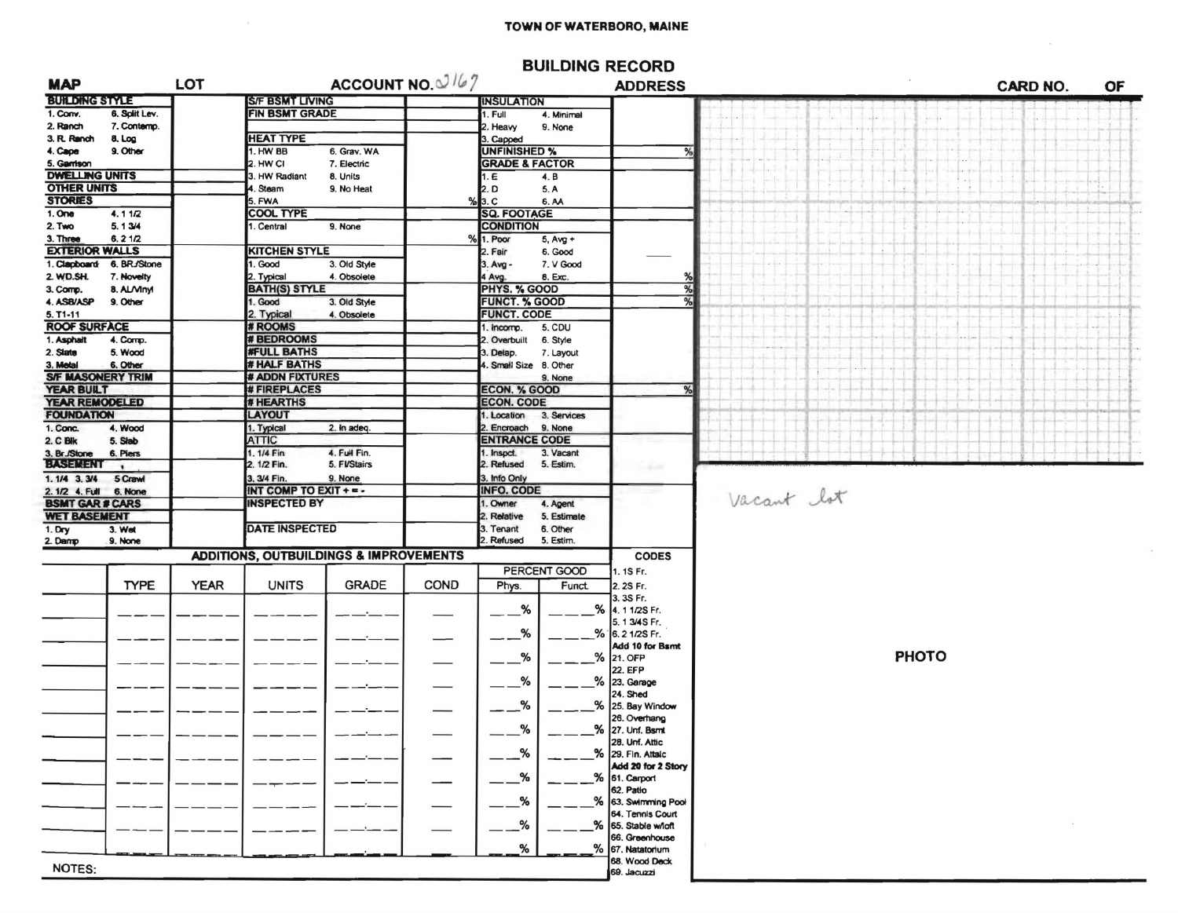**TOWN OF WATERBORO, MAINE**

## BUILDING RECORD

MAP | LOT | ACCOUNT NO. 2167 | ADDRESS | CARD NO. OF

| | | | | | |
|---|---|---|---|---|---|
| **BUILDING STYLE** | | **S/F BSMT LIVING** | | **INSULATION** | |
| 1. Conv. 6. Split Lev. | | **FIN BSMT GRADE** | | 1. Full 4. Minimal | |
| 2. Ranch 7. Contemp. | | | | 2. Heavy 9. None | |
| 3. R. Ranch 8. Log | | **HEAT TYPE** | | 3. Capped | |
| 4. Cape 9. Other | | 1. HW BB 6. Grav. WA | | **UNFINISHED %** | % |
| 5. Garrison | | 2. HW Cl 7. Electric | | **GRADE & FACTOR** | |
| **DWELLING UNITS** | | 3. HW Radiant 8. Units | | 1. E 4. B | |
| **OTHER UNITS** | | 4. Steam 9. No Heat | | 2. D 5. A | |
| **STORIES** | | 5. FWA | % | 3. C 6. AA | |
| 1. One 4. 1 1/2 | | **COOL TYPE** | | **SQ. FOOTAGE** | |
| 2. Two 5. 1 3/4 | | 1. Central 9. None | | **CONDITION** | |
| 3. Three 6. 2 1/2 | | | % | 1. Poor 5. Avg + | |
| **EXTERIOR WALLS** | | **KITCHEN STYLE** | | 2. Fair 6. Good | |
| 1. Clapboard 6. BR./Stone | | 1. Good 3. Old Style | | 3. Avg - 7. V Good | |
| 2. WD.SH. 7. Novelty | | 2. Typical 4. Obsolete | | 4 Avg. 8. Exc. | % |
| 3. Comp. 8. AL/Vinyl | | **BATH(S) STYLE** | | **PHYS. % GOOD** | % |
| 4. ASB/ASP 9. Other | | 1. Good 3. Old Style | | **FUNCT. % GOOD** | % |
| 5. T1-11 | | 2. Typical 4. Obsolete | | **FUNCT. CODE** | |
| **ROOF SURFACE** | | **# ROOMS** | | 1. Incomp. 5. CDU | |
| 1. Asphalt 4. Comp. | | **# BEDROOMS** | | 2. Overbuilt 6. Style | |
| 2. Slate 5. Wood | | **#FULL BATHS** | | 3. Delap. 7. Layout | |
| 3. Metal 6. Other | | **# HALF BATHS** | | 4. Small Size 8. Other | |
| **S/F MASONERY TRIM** | | **# ADDN FIXTURES** | | 9. None | |
| **YEAR BUILT** | | **# FIREPLACES** | | **ECON. % GOOD** | % |
| **YEAR REMODELED** | | **# HEARTHS** | | **ECON. CODE** | |
| **FOUNDATION** | | **LAYOUT** | | 1. Location 3. Services | |
| 1. Conc. 4. Wood | | 1. Typical 2. In adeq. | | 2. Encroach 9. None | |
| 2. C Blk 5. Slab | | **ATTIC** | | **ENTRANCE CODE** | |
| 3. Br./Stone 6. Piers | | 1. 1/4 Fin 4. Full Fin. | | 1. Inspct. 3. Vacant | |
| **BASEMENT** | | 2. 1/2 Fin. 5. Fl/Stairs | | 2. Refused 5. Estim. | |
| 1. 1/4 3. 3/4 5 Crawl | | 3. 3/4 Fin. 9. None | | 3. Info Only | |
| 2. 1/2 4. Full 6. None | | **INT COMP TO EXIT + = -** | | **INFO. CODE** | |
| **BSMT GAR # CARS** | | **INSPECTED BY** | | 1. Owner 4. Agent | |
| **WET BASEMENT** | | | | 2. Relative 5. Estimate | |
| 1. Dry 3. Wet | | **DATE INSPECTED** | | 3. Tenant 6. Other | |
| 2. Damp 9. None | | | | 2. Refused 5. Estim. | |

Vacant lot

### ADDITIONS, OUTBUILDINGS & IMPROVEMENTS

| | TYPE | YEAR | UNITS | GRADE | COND | PERCENT GOOD Phys. | PERCENT GOOD Funct. |
|---|---|---|---|---|---|---|---|
| | | | | . | | % | % |
| | | | | . | | % | % |
| | | | | . | | % | % |
| | | | | . | | % | % |
| | | | | . | | % | % |
| | | | | . | | % | % |
| | | | | . | | % | % |
| | | | | . | | % | % |
| | | | | . | | % | % |
| | | | | . | | % | % |
| | | | | . | | % | % |

**CODES**
1. 1S Fr.
2. 2S Fr.
3. 3S Fr.
4. 1 1/2S Fr.
5. 1 3/4S Fr.
6. 2 1/2S Fr.
**Add 10 for Bsmt**
21. OFP
22. EFP
23. Garage
24. Shed
25. Bay Window
26. Overhang
27. Unf. Bsmt
28. Unf. Attic
29. Fin. Attaic
**Add 20 for 2 Story**
61. Carport
62. Patio
63. Swimming Pool
64. Tennis Court
65. Stable w/loft
66. Greenhouse
67. Natatorium
68. Wood Deck
69. Jacuzzi

PHOTO

NOTES: